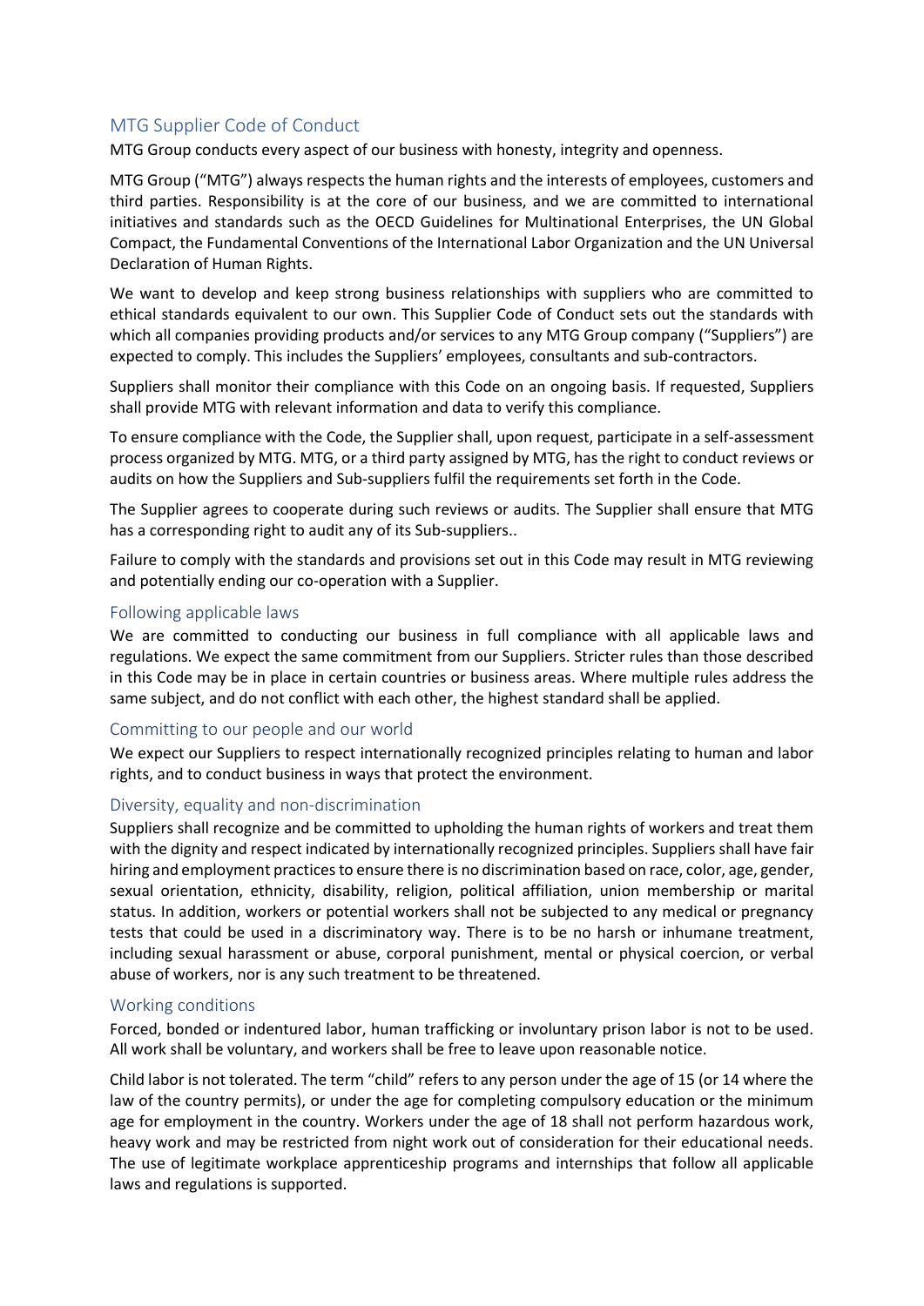# MTG Supplier Code of Conduct

MTG Group conducts every aspect of our business with honesty, integrity and openness.

MTG Group ("MTG") always respects the human rights and the interests of employees, customers and third parties. Responsibility is at the core of our business, and we are committed to international initiatives and standards such as the OECD Guidelines for Multinational Enterprises, the UN Global Compact, the Fundamental Conventions of the International Labor Organization and the UN Universal Declaration of Human Rights.

We want to develop and keep strong business relationships with suppliers who are committed to ethical standards equivalent to our own. This Supplier Code of Conduct sets out the standards with which all companies providing products and/or services to any MTG Group company ("Suppliers") are expected to comply. This includes the Suppliers' employees, consultants and sub-contractors.

Suppliers shall monitor their compliance with this Code on an ongoing basis. If requested, Suppliers shall provide MTG with relevant information and data to verify this compliance.

To ensure compliance with the Code, the Supplier shall, upon request, participate in a self-assessment process organized by MTG. MTG, or a third party assigned by MTG, has the right to conduct reviews or audits on how the Suppliers and Sub-suppliers fulfil the requirements set forth in the Code.

The Supplier agrees to cooperate during such reviews or audits. The Supplier shall ensure that MTG has a corresponding right to audit any of its Sub-suppliers..

Failure to comply with the standards and provisions set out in this Code may result in MTG reviewing and potentially ending our co-operation with a Supplier.

## Following applicable laws

We are committed to conducting our business in full compliance with all applicable laws and regulations. We expect the same commitment from our Suppliers. Stricter rules than those described in this Code may be in place in certain countries or business areas. Where multiple rules address the same subject, and do not conflict with each other, the highest standard shall be applied.

## Committing to our people and our world

We expect our Suppliers to respect internationally recognized principles relating to human and labor rights, and to conduct business in ways that protect the environment.

## Diversity, equality and non-discrimination

Suppliers shall recognize and be committed to upholding the human rights of workers and treat them with the dignity and respect indicated by internationally recognized principles. Suppliers shall have fair hiring and employment practices to ensure there is no discrimination based on race, color, age, gender, sexual orientation, ethnicity, disability, religion, political affiliation, union membership or marital status. In addition, workers or potential workers shall not be subjected to any medical or pregnancy tests that could be used in a discriminatory way. There is to be no harsh or inhumane treatment, including sexual harassment or abuse, corporal punishment, mental or physical coercion, or verbal abuse of workers, nor is any such treatment to be threatened.

## Working conditions

Forced, bonded or indentured labor, human trafficking or involuntary prison labor is not to be used. All work shall be voluntary, and workers shall be free to leave upon reasonable notice.

Child labor is not tolerated. The term "child" refers to any person under the age of 15 (or 14 where the law of the country permits), or under the age for completing compulsory education or the minimum age for employment in the country. Workers under the age of 18 shall not perform hazardous work, heavy work and may be restricted from night work out of consideration for their educational needs. The use of legitimate workplace apprenticeship programs and internships that follow all applicable laws and regulations is supported.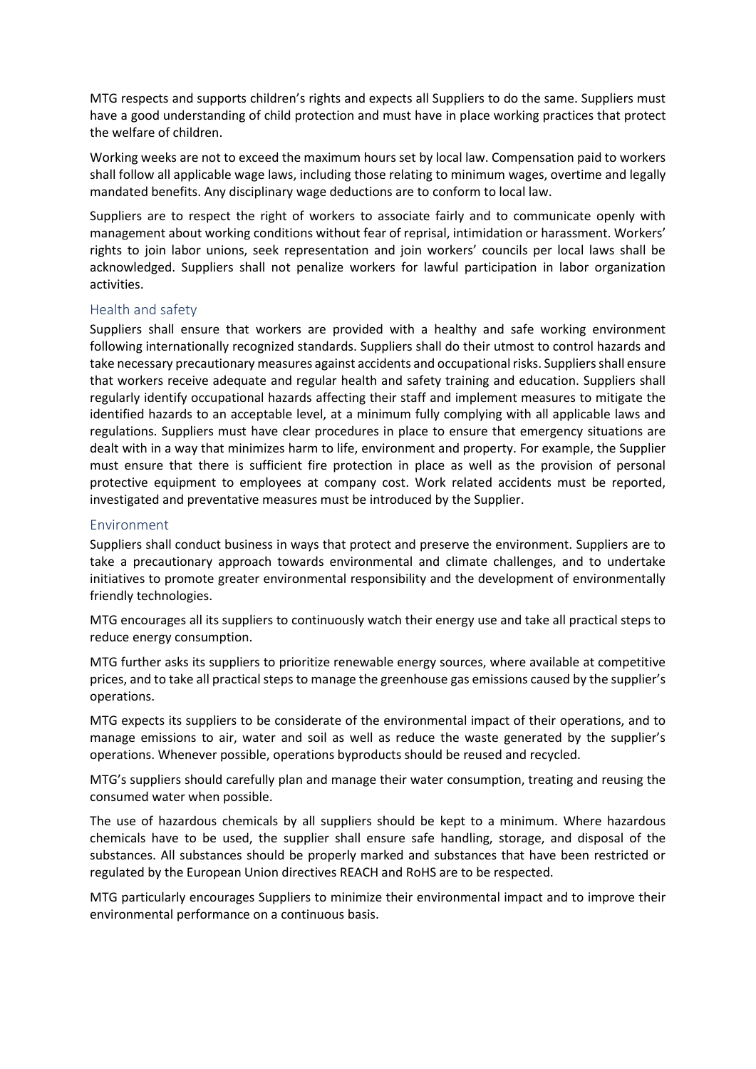MTG respects and supports children's rights and expects all Suppliers to do the same. Suppliers must have a good understanding of child protection and must have in place working practices that protect the welfare of children.

Working weeks are not to exceed the maximum hours set by local law. Compensation paid to workers shall follow all applicable wage laws, including those relating to minimum wages, overtime and legally mandated benefits. Any disciplinary wage deductions are to conform to local law.

Suppliers are to respect the right of workers to associate fairly and to communicate openly with management about working conditions without fear of reprisal, intimidation or harassment. Workers' rights to join labor unions, seek representation and join workers' councils per local laws shall be acknowledged. Suppliers shall not penalize workers for lawful participation in labor organization activities.

## Health and safety

Suppliers shall ensure that workers are provided with a healthy and safe working environment following internationally recognized standards. Suppliers shall do their utmost to control hazards and take necessary precautionary measures against accidents and occupational risks. Suppliers shall ensure that workers receive adequate and regular health and safety training and education. Suppliers shall regularly identify occupational hazards affecting their staff and implement measures to mitigate the identified hazards to an acceptable level, at a minimum fully complying with all applicable laws and regulations. Suppliers must have clear procedures in place to ensure that emergency situations are dealt with in a way that minimizes harm to life, environment and property. For example, the Supplier must ensure that there is sufficient fire protection in place as well as the provision of personal protective equipment to employees at company cost. Work related accidents must be reported, investigated and preventative measures must be introduced by the Supplier.

## Environment

Suppliers shall conduct business in ways that protect and preserve the environment. Suppliers are to take a precautionary approach towards environmental and climate challenges, and to undertake initiatives to promote greater environmental responsibility and the development of environmentally friendly technologies.

MTG encourages all its suppliers to continuously watch their energy use and take all practical steps to reduce energy consumption.

MTG further asks its suppliers to prioritize renewable energy sources, where available at competitive prices, and to take all practical steps to manage the greenhouse gas emissions caused by the supplier's operations.

MTG expects its suppliers to be considerate of the environmental impact of their operations, and to manage emissions to air, water and soil as well as reduce the waste generated by the supplier's operations. Whenever possible, operations byproducts should be reused and recycled.

MTG's suppliers should carefully plan and manage their water consumption, treating and reusing the consumed water when possible.

The use of hazardous chemicals by all suppliers should be kept to a minimum. Where hazardous chemicals have to be used, the supplier shall ensure safe handling, storage, and disposal of the substances. All substances should be properly marked and substances that have been restricted or regulated by the European Union directives REACH and RoHS are to be respected.

MTG particularly encourages Suppliers to minimize their environmental impact and to improve their environmental performance on a continuous basis.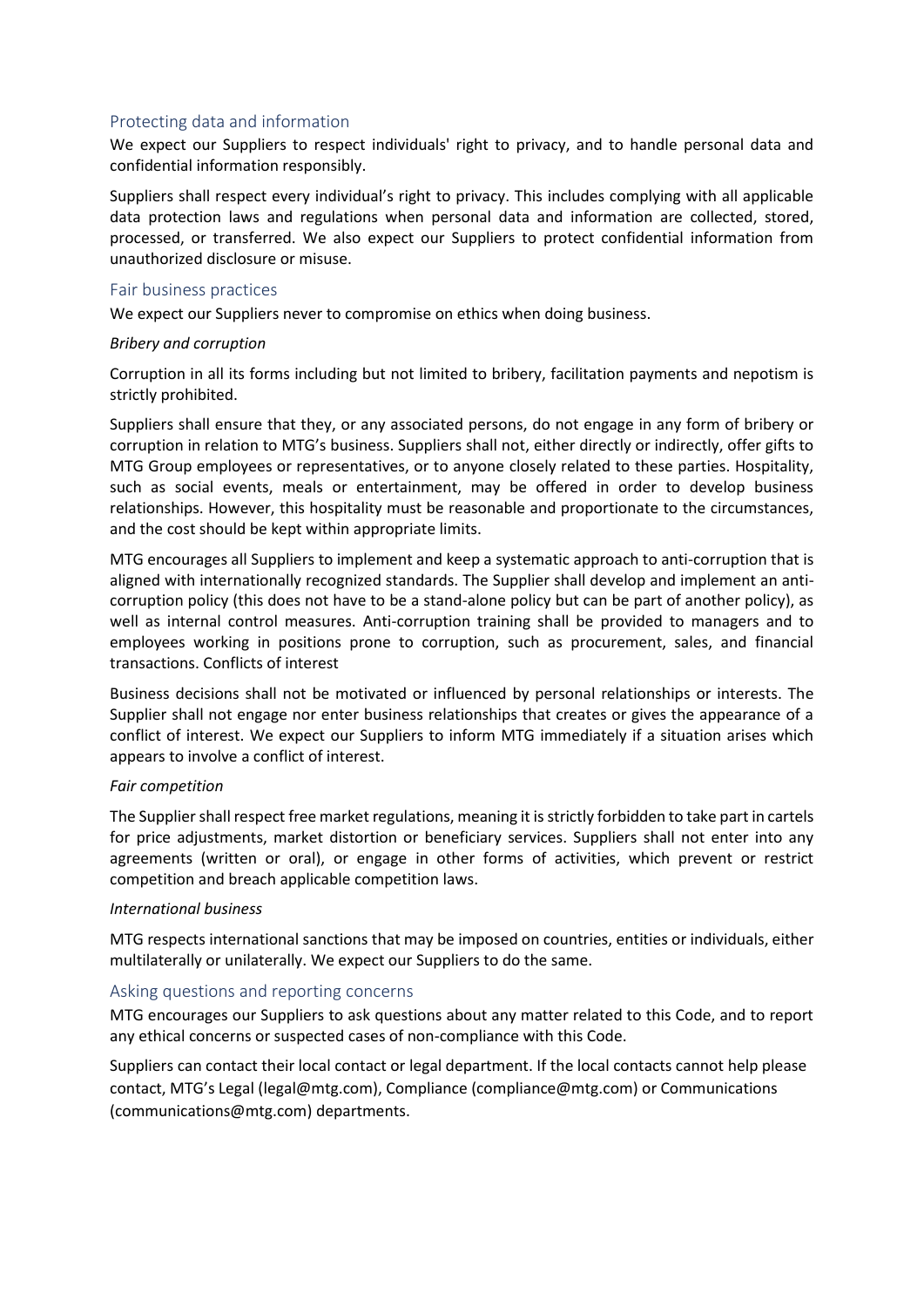## Protecting data and information

We expect our Suppliers to respect individuals' right to privacy, and to handle personal data and confidential information responsibly.

Suppliers shall respect every individual's right to privacy. This includes complying with all applicable data protection laws and regulations when personal data and information are collected, stored, processed, or transferred. We also expect our Suppliers to protect confidential information from unauthorized disclosure or misuse.

## Fair business practices

We expect our Suppliers never to compromise on ethics when doing business.

*Bribery and corruption*

Corruption in all its forms including but not limited to bribery, facilitation payments and nepotism is strictly prohibited.

Suppliers shall ensure that they, or any associated persons, do not engage in any form of bribery or corruption in relation to MTG's business. Suppliers shall not, either directly or indirectly, offer gifts to MTG Group employees or representatives, or to anyone closely related to these parties. Hospitality, such as social events, meals or entertainment, may be offered in order to develop business relationships. However, this hospitality must be reasonable and proportionate to the circumstances, and the cost should be kept within appropriate limits.

MTG encourages all Suppliers to implement and keep a systematic approach to anti-corruption that is aligned with internationally recognized standards. The Supplier shall develop and implement an anti-corruption policy (this does not have to be a stand-alone policy but can be part of another policy), as well as internal control measures. Anti-corruption training shall be provided to managers and to employees working in positions prone to corruption, such as procurement, sales, and financial transactions. Conflicts of interest

Business decisions shall not be motivated or influenced by personal relationships or interests. The Supplier shall not engage nor enter business relationships that creates or gives the appearance of a conflict of interest. We expect our Suppliers to inform MTG immediately if a situation arises which appears to involve a conflict of interest.

*Fair competition*

The Supplier shall respect free market regulations, meaning it is strictly forbidden to take part in cartels for price adjustments, market distortion or beneficiary services. Suppliers shall not enter into any agreements (written or oral), or engage in other forms of activities, which prevent or restrict competition and breach applicable competition laws.

*International business*

MTG respects international sanctions that may be imposed on countries, entities or individuals, either multilaterally or unilaterally. We expect our Suppliers to do the same.

## Asking questions and reporting concerns

MTG encourages our Suppliers to ask questions about any matter related to this Code, and to report any ethical concerns or suspected cases of non-compliance with this Code.

Suppliers can contact their local contact or legal department. If the local contacts cannot help please contact, MTG's Legal (legal@mtg.com), Compliance (compliance@mtg.com) or Communications (communications@mtg.com) departments.